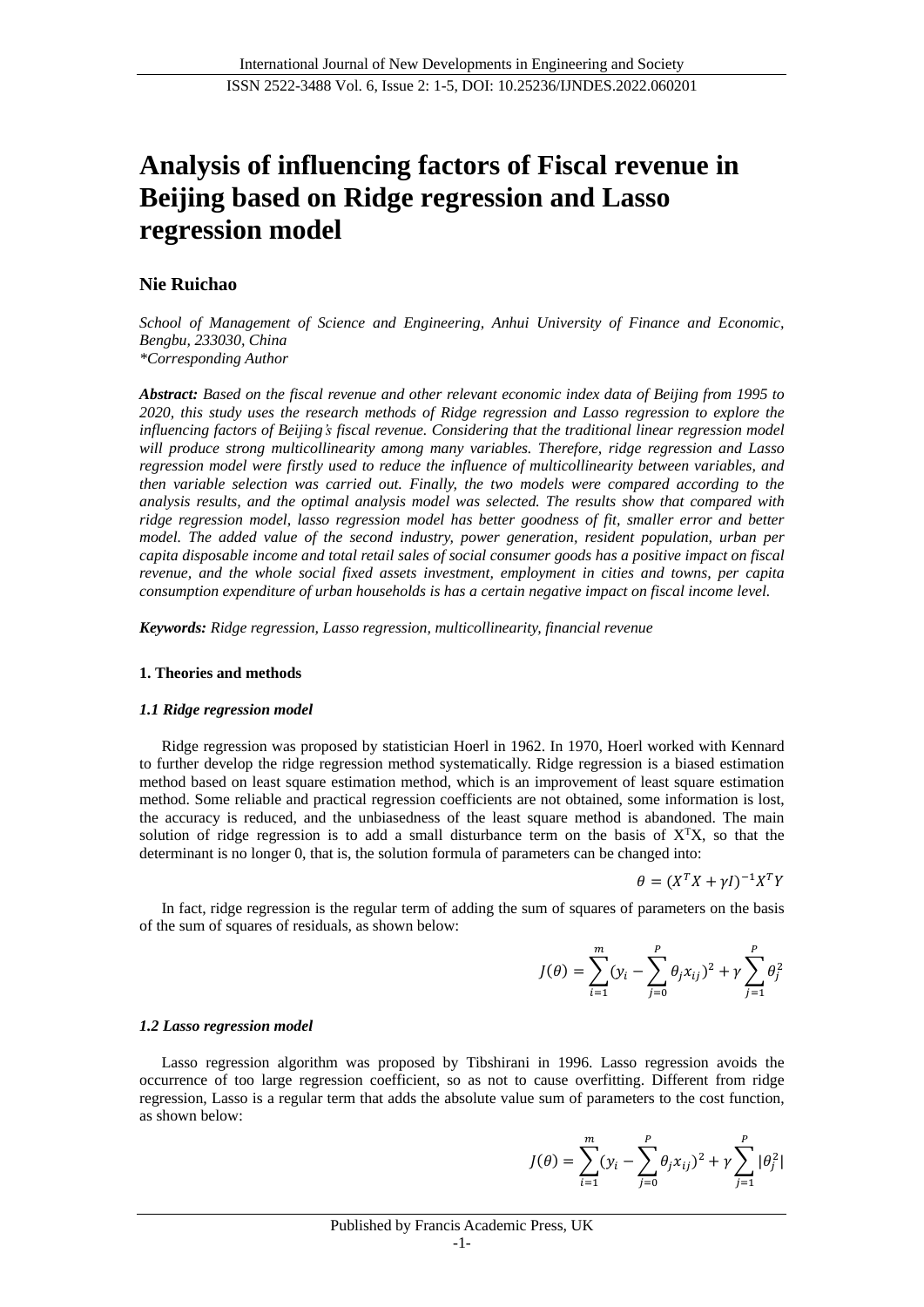# Analysis of influencing factors of Fiscal revenue in Beijing based on Ridge regression and Lasso regression model

**Nie Ruichao**

*School of Management of Science and Engineering, Anhui University of Finance and Economic, Bengbu, 233030, China*
*\*Corresponding Author*

***Abstract:*** *Based on the fiscal revenue and other relevant economic index data of Beijing from 1995 to 2020, this study uses the research methods of Ridge regression and Lasso regression to explore the influencing factors of Beijing's fiscal revenue. Considering that the traditional linear regression model will produce strong multicollinearity among many variables. Therefore, ridge regression and Lasso regression model were firstly used to reduce the influence of multicollinearity between variables, and then variable selection was carried out. Finally, the two models were compared according to the analysis results, and the optimal analysis model was selected. The results show that compared with ridge regression model, lasso regression model has better goodness of fit, smaller error and better model. The added value of the second industry, power generation, resident population, urban per capita disposable income and total retail sales of social consumer goods has a positive impact on fiscal revenue, and the whole social fixed assets investment, employment in cities and towns, per capita consumption expenditure of urban households is has a certain negative impact on fiscal income level.*

***Keywords:*** *Ridge regression, Lasso regression, multicollinearity, financial revenue*

## 1. Theories and methods

### *1.1 Ridge regression model*

Ridge regression was proposed by statistician Hoerl in 1962. In 1970, Hoerl worked with Kennard to further develop the ridge regression method systematically. Ridge regression is a biased estimation method based on least square estimation method, which is an improvement of least square estimation method. Some reliable and practical regression coefficients are not obtained, some information is lost, the accuracy is reduced, and the unbiasedness of the least square method is abandoned. The main solution of ridge regression is to add a small disturbance term on the basis of $X^TX$, so that the determinant is no longer 0, that is, the solution formula of parameters can be changed into:

$$\theta = (X^T X + \gamma I)^{-1} X^T Y$$

In fact, ridge regression is the regular term of adding the sum of squares of parameters on the basis of the sum of squares of residuals, as shown below:

$$J(\theta) = \sum_{i=1}^{m} (y_i - \sum_{j=0}^{P} \theta_j x_{ij})^2 + \gamma \sum_{j=1}^{P} \theta_j^2$$

### *1.2 Lasso regression model*

Lasso regression algorithm was proposed by Tibshirani in 1996. Lasso regression avoids the occurrence of too large regression coefficient, so as not to cause overfitting. Different from ridge regression, Lasso is a regular term that adds the absolute value sum of parameters to the cost function, as shown below:

$$J(\theta) = \sum_{i=1}^{m} (y_i - \sum_{j=0}^{P} \theta_j x_{ij})^2 + \gamma \sum_{j=1}^{P} |\theta_j^2|$$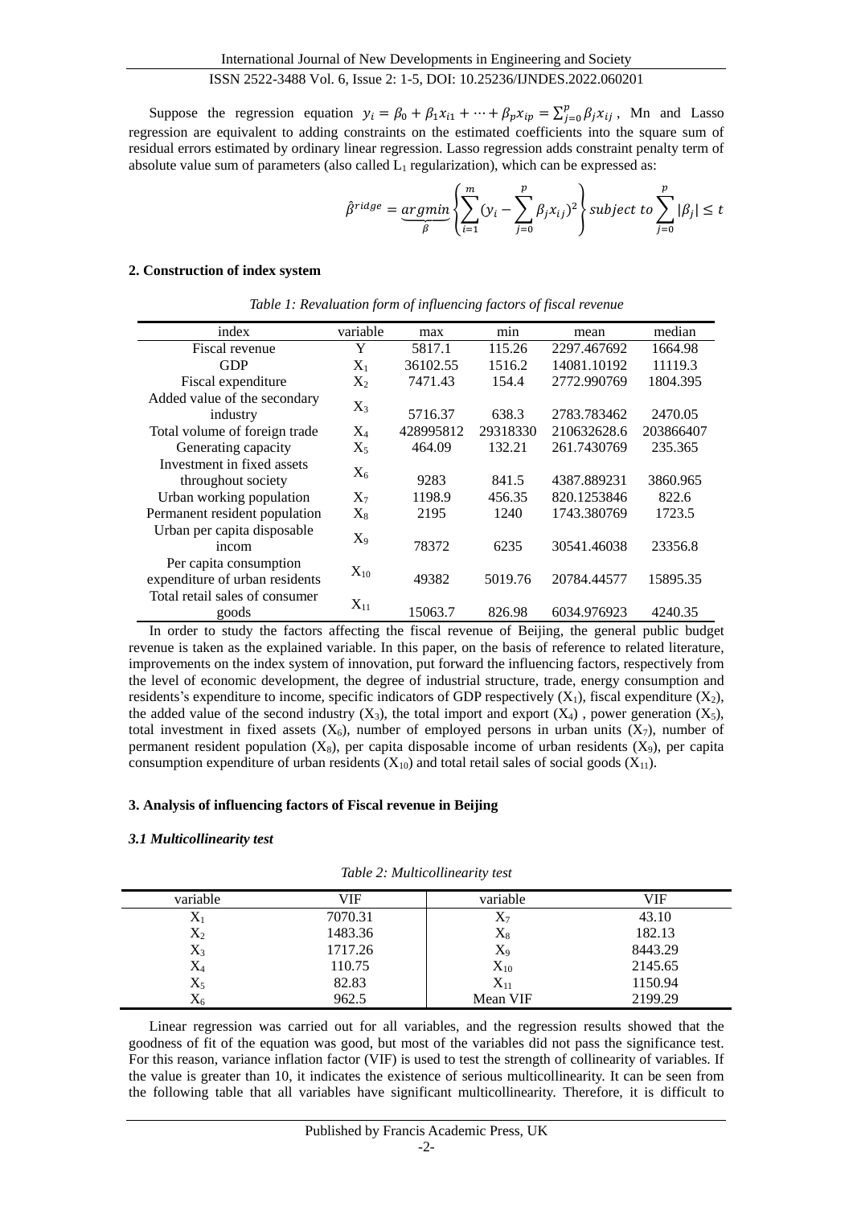Suppose the regression equation $y_i = \beta_0 + \beta_1 x_{i1} + \cdots + \beta_p x_{ip} = \sum_{j=0}^{p} \beta_j x_{ij}$, Mn and Lasso regression are equivalent to adding constraints on the estimated coefficients into the square sum of residual errors estimated by ordinary linear regression. Lasso regression adds constraint penalty term of absolute value sum of parameters (also called $L_1$ regularization), which can be expressed as:

$$\hat{\beta}^{ridge} = \underbrace{argmin}_{\hat{\beta}} \left\{ \sum_{i=1}^{m} (y_i - \sum_{j=0}^{p} \beta_j x_{ij})^2 \right\} subject\ to \sum_{j=0}^{p} |\beta_j| \leq t$$

## 2. Construction of index system

*Table 1: Revaluation form of influencing factors of fiscal revenue*

| index | variable | max | min | mean | median |
|---|---|---|---|---|---|
| Fiscal revenue | Y | 5817.1 | 115.26 | 2297.467692 | 1664.98 |
| GDP | $X_1$ | 36102.55 | 1516.2 | 14081.10192 | 11119.3 |
| Fiscal expenditure | $X_2$ | 7471.43 | 154.4 | 2772.990769 | 1804.395 |
| Added value of the secondary industry | $X_3$ | 5716.37 | 638.3 | 2783.783462 | 2470.05 |
| Total volume of foreign trade | $X_4$ | 428995812 | 29318330 | 210632628.6 | 203866407 |
| Generating capacity | $X_5$ | 464.09 | 132.21 | 261.7430769 | 235.365 |
| Investment in fixed assets throughout society | $X_6$ | 9283 | 841.5 | 4387.889231 | 3860.965 |
| Urban working population | $X_7$ | 1198.9 | 456.35 | 820.1253846 | 822.6 |
| Permanent resident population | $X_8$ | 2195 | 1240 | 1743.380769 | 1723.5 |
| Urban per capita disposable incom | $X_9$ | 78372 | 6235 | 30541.46038 | 23356.8 |
| Per capita consumption expenditure of urban residents | $X_{10}$ | 49382 | 5019.76 | 20784.44577 | 15895.35 |
| Total retail sales of consumer goods | $X_{11}$ | 15063.7 | 826.98 | 6034.976923 | 4240.35 |

In order to study the factors affecting the fiscal revenue of Beijing, the general public budget revenue is taken as the explained variable. In this paper, on the basis of reference to related literature, improvements on the index system of innovation, put forward the influencing factors, respectively from the level of economic development, the degree of industrial structure, trade, energy consumption and residents's expenditure to income, specific indicators of GDP respectively ($X_1$), fiscal expenditure ($X_2$), the added value of the second industry ($X_3$), the total import and export ($X_4$) , power generation ($X_5$), total investment in fixed assets ($X_6$), number of employed persons in urban units ($X_7$), number of permanent resident population ($X_8$), per capita disposable income of urban residents ($X_9$), per capita consumption expenditure of urban residents ($X_{10}$) and total retail sales of social goods ($X_{11}$).

## 3. Analysis of influencing factors of Fiscal revenue in Beijing

### *3.1 Multicollinearity test*

*Table 2: Multicollinearity test*

| variable | VIF | variable | VIF |
|---|---|---|---|
| $X_1$ | 7070.31 | $X_7$ | 43.10 |
| $X_2$ | 1483.36 | $X_8$ | 182.13 |
| $X_3$ | 1717.26 | $X_9$ | 8443.29 |
| $X_4$ | 110.75 | $X_{10}$ | 2145.65 |
| $X_5$ | 82.83 | $X_{11}$ | 1150.94 |
| $X_6$ | 962.5 | Mean VIF | 2199.29 |

Linear regression was carried out for all variables, and the regression results showed that the goodness of fit of the equation was good, but most of the variables did not pass the significance test. For this reason, variance inflation factor (VIF) is used to test the strength of collinearity of variables. If the value is greater than 10, it indicates the existence of serious multicollinearity. It can be seen from the following table that all variables have significant multicollinearity. Therefore, it is difficult to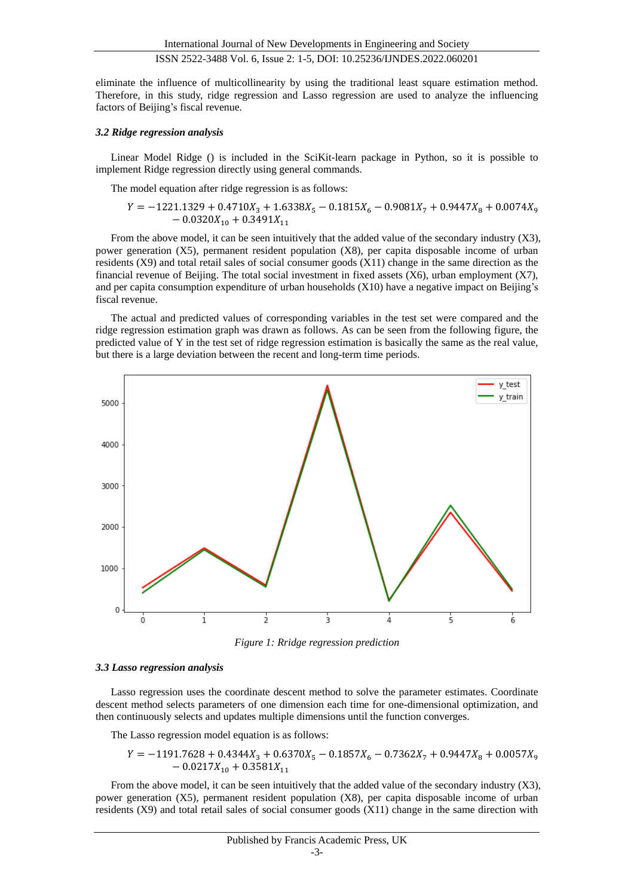eliminate the influence of multicollinearity by using the traditional least square estimation method. Therefore, in this study, ridge regression and Lasso regression are used to analyze the influencing factors of Beijing's fiscal revenue.

### *3.2 Ridge regression analysis*

Linear Model Ridge () is included in the SciKit-learn package in Python, so it is possible to implement Ridge regression directly using general commands.

The model equation after ridge regression is as follows:

$$Y = -1221.1329 + 0.4710X_3 + 1.6338X_5 - 0.1815X_6 - 0.9081X_7 + 0.9447X_8 + 0.0074X_9 - 0.0320X_{10} + 0.3491X_{11}$$

From the above model, it can be seen intuitively that the added value of the secondary industry (X3), power generation (X5), permanent resident population (X8), per capita disposable income of urban residents (X9) and total retail sales of social consumer goods (X11) change in the same direction as the financial revenue of Beijing. The total social investment in fixed assets (X6), urban employment (X7), and per capita consumption expenditure of urban households (X10) have a negative impact on Beijing's fiscal revenue.

The actual and predicted values of corresponding variables in the test set were compared and the ridge regression estimation graph was drawn as follows. As can be seen from the following figure, the predicted value of Y in the test set of ridge regression estimation is basically the same as the real value, but there is a large deviation between the recent and long-term time periods.

*Figure 1: Rridge regression prediction*

### *3.3 Lasso regression analysis*

Lasso regression uses the coordinate descent method to solve the parameter estimates. Coordinate descent method selects parameters of one dimension each time for one-dimensional optimization, and then continuously selects and updates multiple dimensions until the function converges.

The Lasso regression model equation is as follows:

$$Y = -1191.7628 + 0.4344X_3 + 0.6370X_5 - 0.1857X_6 - 0.7362X_7 + 0.9447X_8 + 0.0057X_9 - 0.0217X_{10} + 0.3581X_{11}$$

From the above model, it can be seen intuitively that the added value of the secondary industry (X3), power generation (X5), permanent resident population (X8), per capita disposable income of urban residents (X9) and total retail sales of social consumer goods (X11) change in the same direction with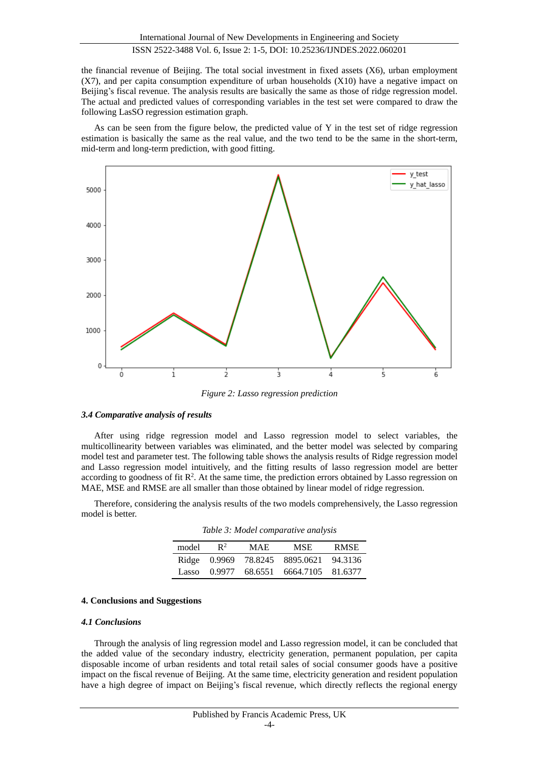the financial revenue of Beijing. The total social investment in fixed assets (X6), urban employment (X7), and per capita consumption expenditure of urban households (X10) have a negative impact on Beijing's fiscal revenue. The analysis results are basically the same as those of ridge regression model. The actual and predicted values of corresponding variables in the test set were compared to draw the following LasSO regression estimation graph.

As can be seen from the figure below, the predicted value of Y in the test set of ridge regression estimation is basically the same as the real value, and the two tend to be the same in the short-term, mid-term and long-term prediction, with good fitting.

*Figure 2: Lasso regression prediction*

### *3.4 Comparative analysis of results*

After using ridge regression model and Lasso regression model to select variables, the multicollinearity between variables was eliminated, and the better model was selected by comparing model test and parameter test. The following table shows the analysis results of Ridge regression model and Lasso regression model intuitively, and the fitting results of lasso regression model are better according to goodness of fit $R^2$. At the same time, the prediction errors obtained by Lasso regression on MAE, MSE and RMSE are all smaller than those obtained by linear model of ridge regression.

Therefore, considering the analysis results of the two models comprehensively, the Lasso regression model is better.

*Table 3: Model comparative analysis*

| model | $R^2$ | MAE | MSE | RMSE |
|---|---|---|---|---|
| Ridge | 0.9969 | 78.8245 | 8895.0621 | 94.3136 |
| Lasso | 0.9977 | 68.6551 | 6664.7105 | 81.6377 |

## 4. Conclusions and Suggestions

### *4.1 Conclusions*

Through the analysis of ling regression model and Lasso regression model, it can be concluded that the added value of the secondary industry, electricity generation, permanent population, per capita disposable income of urban residents and total retail sales of social consumer goods have a positive impact on the fiscal revenue of Beijing. At the same time, electricity generation and resident population have a high degree of impact on Beijing's fiscal revenue, which directly reflects the regional energy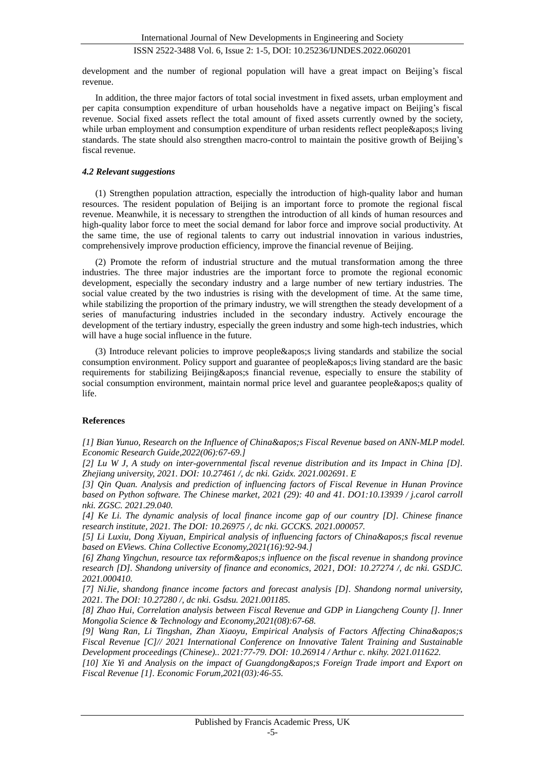development and the number of regional population will have a great impact on Beijing's fiscal revenue.

In addition, the three major factors of total social investment in fixed assets, urban employment and per capita consumption expenditure of urban households have a negative impact on Beijing's fiscal revenue. Social fixed assets reflect the total amount of fixed assets currently owned by the society, while urban employment and consumption expenditure of urban residents reflect people&apos;s living standards. The state should also strengthen macro-control to maintain the positive growth of Beijing's fiscal revenue.

### *4.2 Relevant suggestions*

(1) Strengthen population attraction, especially the introduction of high-quality labor and human resources. The resident population of Beijing is an important force to promote the regional fiscal revenue. Meanwhile, it is necessary to strengthen the introduction of all kinds of human resources and high-quality labor force to meet the social demand for labor force and improve social productivity. At the same time, the use of regional talents to carry out industrial innovation in various industries, comprehensively improve production efficiency, improve the financial revenue of Beijing.

(2) Promote the reform of industrial structure and the mutual transformation among the three industries. The three major industries are the important force to promote the regional economic development, especially the secondary industry and a large number of new tertiary industries. The social value created by the two industries is rising with the development of time. At the same time, while stabilizing the proportion of the primary industry, we will strengthen the steady development of a series of manufacturing industries included in the secondary industry. Actively encourage the development of the tertiary industry, especially the green industry and some high-tech industries, which will have a huge social influence in the future.

(3) Introduce relevant policies to improve people&apos;s living standards and stabilize the social consumption environment. Policy support and guarantee of people&apos;s living standard are the basic requirements for stabilizing Beijing&apos;s financial revenue, especially to ensure the stability of social consumption environment, maintain normal price level and guarantee people&apos;s quality of life.

## References

*[1] Bian Yunuo, Research on the Influence of China&apos;s Fiscal Revenue based on ANN-MLP model. Economic Research Guide,2022(06):67-69.]*

*[2] Lu W J, A study on inter-governmental fiscal revenue distribution and its Impact in China [D]. Zhejiang university, 2021. DOI: 10.27461 /, dc nki. Gzidx. 2021.002691. E*

*[3] Qin Quan. Analysis and prediction of influencing factors of Fiscal Revenue in Hunan Province based on Python software. The Chinese market, 2021 (29): 40 and 41. DO1:10.13939 / j.carol carroll nki. ZGSC. 2021.29.040.*

*[4] Ke Li. The dynamic analysis of local finance income gap of our country [D]. Chinese finance research institute, 2021. The DOI: 10.26975 /, dc nki. GCCKS. 2021.000057.*

*[5] Li Luxiu, Dong Xiyuan, Empirical analysis of influencing factors of China&apos;s fiscal revenue based on EViews. China Collective Economy,2021(16):92-94.]*

*[6] Zhang Yingchun, resource tax reform&apos;s influence on the fiscal revenue in shandong province research [D]. Shandong university of finance and economics, 2021, DOI: 10.27274 /, dc nki. GSDJC. 2021.000410.*

*[7] NiJie, shandong finance income factors and forecast analysis [D]. Shandong normal university, 2021. The DOI: 10.27280 /, dc nki. Gsdsu. 2021.001185.*

*[8] Zhao Hui, Correlation analysis between Fiscal Revenue and GDP in Liangcheng County []. Inner Mongolia Science & Technology and Economy,2021(08):67-68.*

*[9] Wang Ran, Li Tingshan, Zhan Xiaoyu, Empirical Analysis of Factors Affecting China&apos;s Fiscal Revenue [C]// 2021 International Conference on Innovative Talent Training and Sustainable Development proceedings (Chinese).. 2021:77-79. DOI: 10.26914 / Arthur c. nkihy. 2021.011622.*

*[10] Xie Yi and Analysis on the impact of Guangdong&apos;s Foreign Trade import and Export on Fiscal Revenue [1]. Economic Forum,2021(03):46-55.*